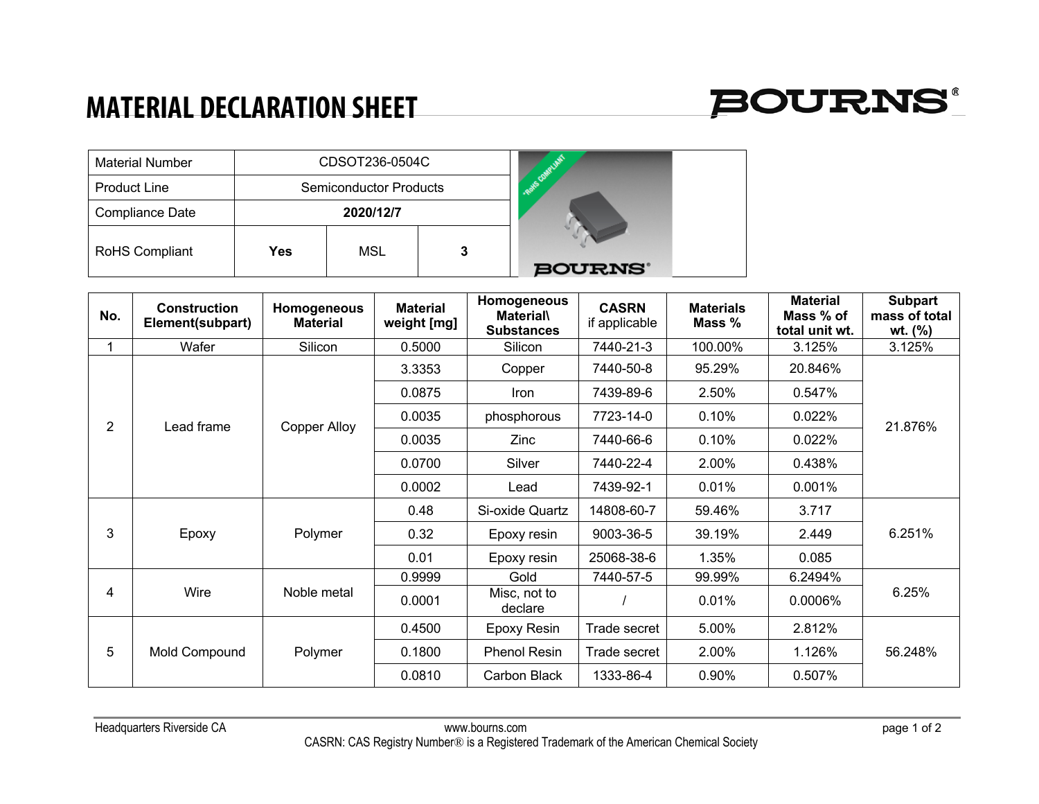# MATERIAL DECLARATION SHEET

| Material Number | CDSOT236-0504C | | |
|---|---|---|---|
| Product Line | Semiconductor Products | | |
| Compliance Date | **2020/12/7** | | |
| RoHS Compliant | **Yes** | MSL | **3** |

| No. | Construction Element(subpart) | Homogeneous Material | Material weight [mg] | Homogeneous Material\ Substances | CASRN if applicable | Materials Mass % | Material Mass % of total unit wt. | Subpart mass of total wt. (%) |
|---|---|---|---|---|---|---|---|---|
| 1 | Wafer | Silicon | 0.5000 | Silicon | 7440-21-3 | 100.00% | 3.125% | 3.125% |
| 2 | Lead frame | Copper Alloy | 3.3353 | Copper | 7440-50-8 | 95.29% | 20.846% | 21.876% |
| | | | 0.0875 | Iron | 7439-89-6 | 2.50% | 0.547% | |
| | | | 0.0035 | phosphorous | 7723-14-0 | 0.10% | 0.022% | |
| | | | 0.0035 | Zinc | 7440-66-6 | 0.10% | 0.022% | |
| | | | 0.0700 | Silver | 7440-22-4 | 2.00% | 0.438% | |
| | | | 0.0002 | Lead | 7439-92-1 | 0.01% | 0.001% | |
| 3 | Epoxy | Polymer | 0.48 | Si-oxide Quartz | 14808-60-7 | 59.46% | 3.717 | 6.251% |
| | | | 0.32 | Epoxy resin | 9003-36-5 | 39.19% | 2.449 | |
| | | | 0.01 | Epoxy resin | 25068-38-6 | 1.35% | 0.085 | |
| 4 | Wire | Noble metal | 0.9999 | Gold | 7440-57-5 | 99.99% | 6.2494% | 6.25% |
| | | | 0.0001 | Misc, not to declare | / | 0.01% | 0.0006% | |
| 5 | Mold Compound | Polymer | 0.4500 | Epoxy Resin | Trade secret | 5.00% | 2.812% | 56.248% |
| | | | 0.1800 | Phenol Resin | Trade secret | 2.00% | 1.126% | |
| | | | 0.0810 | Carbon Black | 1333-86-4 | 0.90% | 0.507% | |

Headquarters Riverside CA — www.bourns.com

CASRN: CAS Registry Number® is a Registered Trademark of the American Chemical Society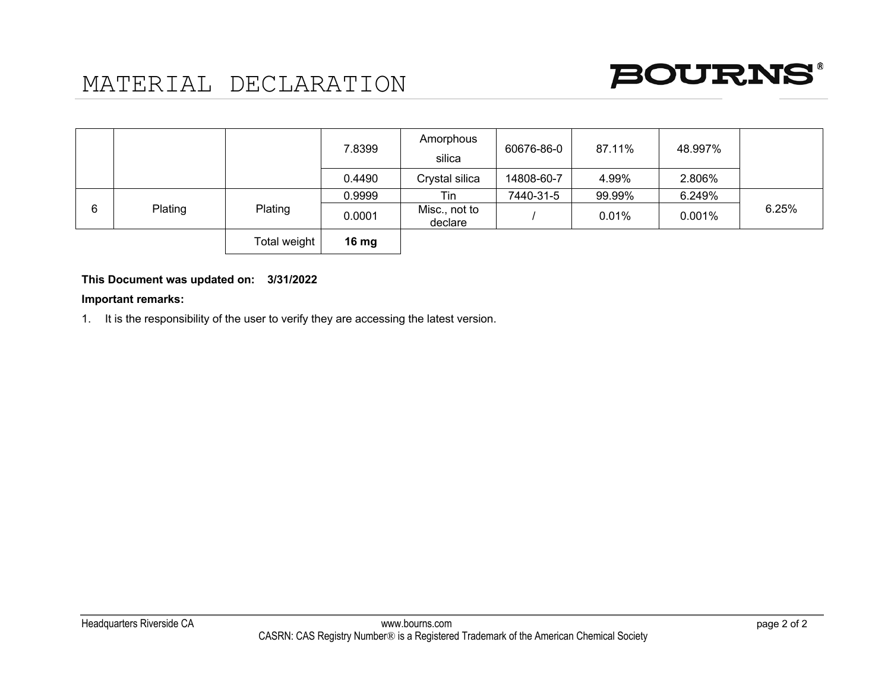# MATERIAL DECLARATION

| | | | | | | | | |
|---|---|---|---|---|---|---|---|---|
| | | | 7.8399 | Amorphous silica | 60676-86-0 | 87.11% | 48.997% | |
| | | | 0.4490 | Crystal silica | 14808-60-7 | 4.99% | 2.806% | |
| 6 | Plating | Plating | 0.9999 | Tin | 7440-31-5 | 99.99% | 6.249% | 6.25% |
| | | | 0.0001 | Misc., not to declare | / | 0.01% | 0.001% | |
| | | Total weight | **16 mg** | | | | | |

**This Document was updated on: 3/31/2022**

**Important remarks:**

1. It is the responsibility of the user to verify they are accessing the latest version.

Headquarters Riverside CA | www.bourns.com

CASRN: CAS Registry Number® is a Registered Trademark of the American Chemical Society